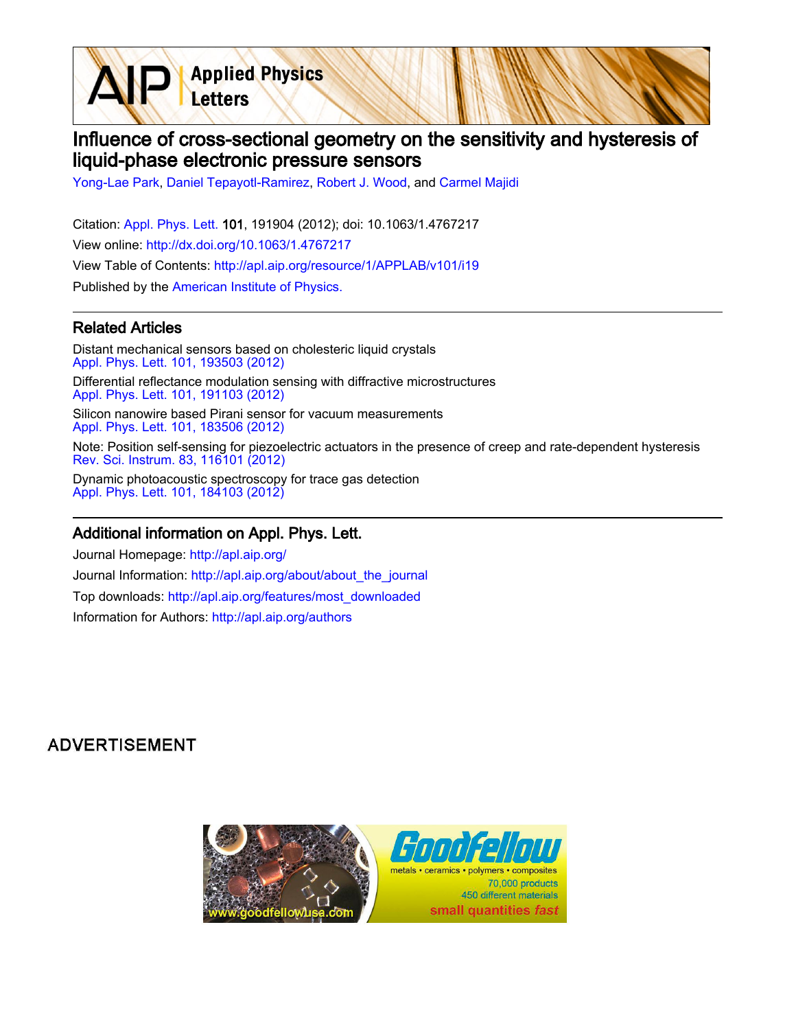# Influence of cross-sectional geometry on the sensitivity and hysteresis of liquid-phase electronic pressure sensors

Yong-Lae Park, Daniel Tepayotl-Ramirez, Robert J. Wood, and Carmel Majidi

Citation: Appl. Phys. Lett. **101**, 191904 (2012); doi: 10.1063/1.4767217

View online: http://dx.doi.org/10.1063/1.4767217

View Table of Contents: http://apl.aip.org/resource/1/APPLAB/v101/i19

Published by the American Institute of Physics.

## Related Articles

Distant mechanical sensors based on cholesteric liquid crystals
Appl. Phys. Lett. 101, 193503 (2012)

Differential reflectance modulation sensing with diffractive microstructures
Appl. Phys. Lett. 101, 191103 (2012)

Silicon nanowire based Pirani sensor for vacuum measurements
Appl. Phys. Lett. 101, 183506 (2012)

Note: Position self-sensing for piezoelectric actuators in the presence of creep and rate-dependent hysteresis
Rev. Sci. Instrum. 83, 116101 (2012)

Dynamic photoacoustic spectroscopy for trace gas detection
Appl. Phys. Lett. 101, 184103 (2012)

## Additional information on Appl. Phys. Lett.

Journal Homepage: http://apl.aip.org/

Journal Information: http://apl.aip.org/about/about_the_journal

Top downloads: http://apl.aip.org/features/most_downloaded

Information for Authors: http://apl.aip.org/authors

ADVERTISEMENT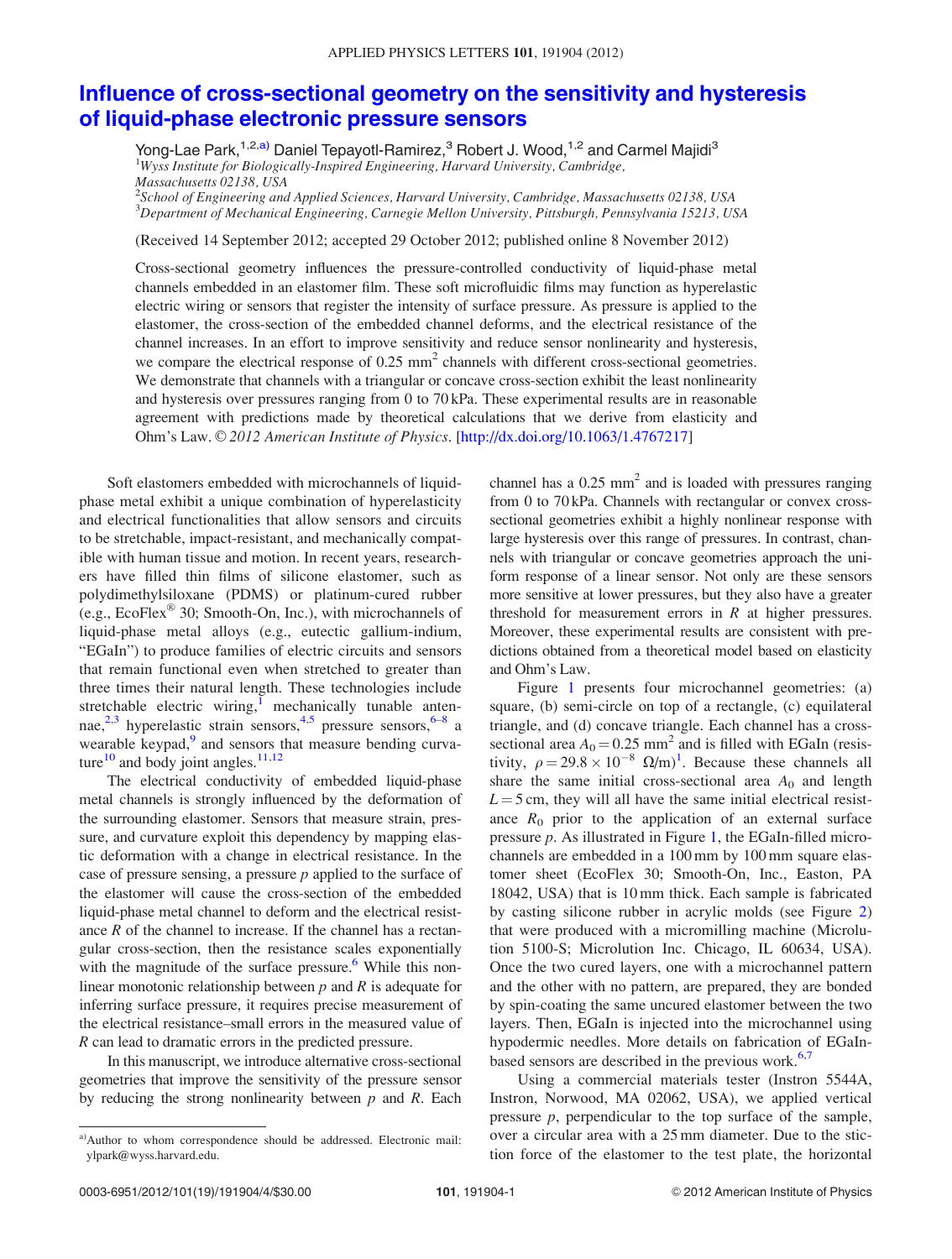# Influence of cross-sectional geometry on the sensitivity and hysteresis of liquid-phase electronic pressure sensors

Yong-Lae Park,[1,2,a)] Daniel Tepayotl-Ramirez,[3] Robert J. Wood,[1,2] and Carmel Majidi[3]

[1]*Wyss Institute for Biologically-Inspired Engineering, Harvard University, Cambridge, Massachusetts 02138, USA*
[2]*School of Engineering and Applied Sciences, Harvard University, Cambridge, Massachusetts 02138, USA*
[3]*Department of Mechanical Engineering, Carnegie Mellon University, Pittsburgh, Pennsylvania 15213, USA*

(Received 14 September 2012; accepted 29 October 2012; published online 8 November 2012)

Cross-sectional geometry influences the pressure-controlled conductivity of liquid-phase metal channels embedded in an elastomer film. These soft microfluidic films may function as hyperelastic electric wiring or sensors that register the intensity of surface pressure. As pressure is applied to the elastomer, the cross-section of the embedded channel deforms, and the electrical resistance of the channel increases. In an effort to improve sensitivity and reduce sensor nonlinearity and hysteresis, we compare the electrical response of 0.25 mm$^2$ channels with different cross-sectional geometries. We demonstrate that channels with a triangular or concave cross-section exhibit the least nonlinearity and hysteresis over pressures ranging from 0 to 70 kPa. These experimental results are in reasonable agreement with predictions made by theoretical calculations that we derive from elasticity and Ohm's Law. © *2012 American Institute of Physics*. [http://dx.doi.org/10.1063/1.4767217]

Soft elastomers embedded with microchannels of liquid-phase metal exhibit a unique combination of hyperelasticity and electrical functionalities that allow sensors and circuits to be stretchable, impact-resistant, and mechanically compatible with human tissue and motion. In recent years, researchers have filled thin films of silicone elastomer, such as polydimethylsiloxane (PDMS) or platinum-cured rubber (e.g., EcoFlex® 30; Smooth-On, Inc.), with microchannels of liquid-phase metal alloys (e.g., eutectic gallium-indium, "EGaIn") to produce families of electric circuits and sensors that remain functional even when stretched to greater than three times their natural length. These technologies include stretchable electric wiring,[1] mechanically tunable antennae,[2,3] hyperelastic strain sensors,[4,5] pressure sensors,[6–8] a wearable keypad,[9] and sensors that measure bending curvature[10] and body joint angles.[11,12]

The electrical conductivity of embedded liquid-phase metal channels is strongly influenced by the deformation of the surrounding elastomer. Sensors that measure strain, pressure, and curvature exploit this dependency by mapping elastic deformation with a change in electrical resistance. In the case of pressure sensing, a pressure $p$ applied to the surface of the elastomer will cause the cross-section of the embedded liquid-phase metal channel to deform and the electrical resistance $R$ of the channel to increase. If the channel has a rectangular cross-section, then the resistance scales exponentially with the magnitude of the surface pressure.[6] While this nonlinear monotonic relationship between $p$ and $R$ is adequate for inferring surface pressure, it requires precise measurement of the electrical resistance–small errors in the measured value of $R$ can lead to dramatic errors in the predicted pressure.

In this manuscript, we introduce alternative cross-sectional geometries that improve the sensitivity of the pressure sensor by reducing the strong nonlinearity between $p$ and $R$. Each channel has a 0.25 mm$^2$ and is loaded with pressures ranging from 0 to 70 kPa. Channels with rectangular or convex cross-sectional geometries exhibit a highly nonlinear response with large hysteresis over this range of pressures. In contrast, channels with triangular or concave geometries approach the uniform response of a linear sensor. Not only are these sensors more sensitive at lower pressures, but they also have a greater threshold for measurement errors in $R$ at higher pressures. Moreover, these experimental results are consistent with predictions obtained from a theoretical model based on elasticity and Ohm's Law.

Figure 1 presents four microchannel geometries: (a) square, (b) semi-circle on top of a rectangle, (c) equilateral triangle, and (d) concave triangle. Each channel has a cross-sectional area $A_0 = 0.25$ mm$^2$ and is filled with EGaIn (resistivity, $\rho = 29.8 \times 10^{-8}$ Ω/m)[1]. Because these channels all share the same initial cross-sectional area $A_0$ and length $L = 5$ cm, they will all have the same initial electrical resistance $R_0$ prior to the application of an external surface pressure $p$. As illustrated in Figure 1, the EGaIn-filled microchannels are embedded in a 100 mm by 100 mm square elastomer sheet (EcoFlex 30; Smooth-On, Inc., Easton, PA 18042, USA) that is 10 mm thick. Each sample is fabricated by casting silicone rubber in acrylic molds (see Figure 2) that were produced with a micromilling machine (Microlution 5100-S; Microlution Inc. Chicago, IL 60634, USA). Once the two cured layers, one with a microchannel pattern and the other with no pattern, are prepared, they are bonded by spin-coating the same uncured elastomer between the two layers. Then, EGaIn is injected into the microchannel using hypodermic needles. More details on fabrication of EGaIn-based sensors are described in the previous work.[6,7]

Using a commercial materials tester (Instron 5544A, Instron, Norwood, MA 02062, USA), we applied vertical pressure $p$, perpendicular to the top surface of the sample, over a circular area with a 25 mm diameter. Due to the stiction force of the elastomer to the test plate, the horizontal

a)Author to whom correspondence should be addressed. Electronic mail: ylpark@wyss.harvard.edu.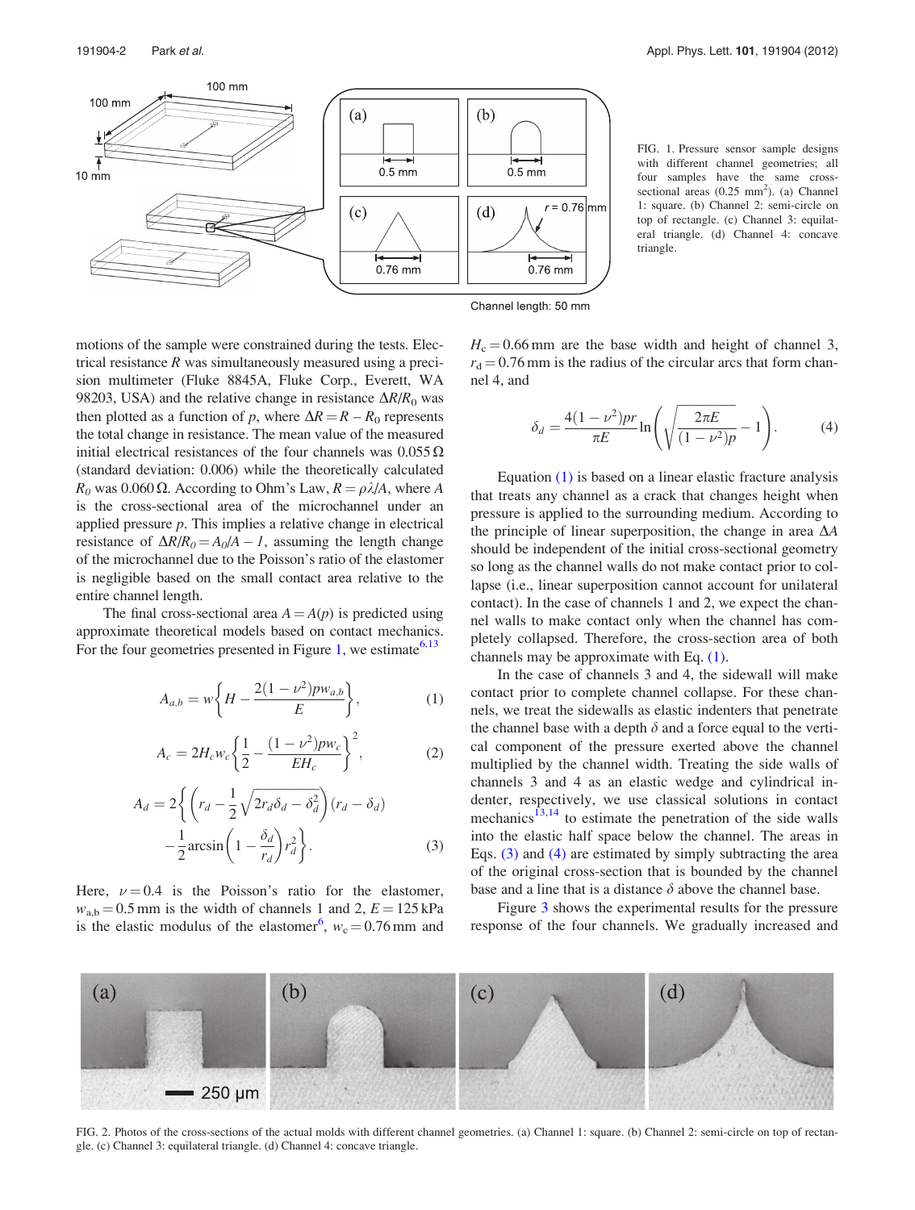FIG. 1. Pressure sensor sample designs with different channel geometries; all four samples have the same cross-sectional areas (0.25 mm$^2$). (a) Channel 1: square. (b) Channel 2: semi-circle on top of rectangle. (c) Channel 3: equilateral triangle. (d) Channel 4: concave triangle.

motions of the sample were constrained during the tests. Electrical resistance $R$ was simultaneously measured using a precision multimeter (Fluke 8845A, Fluke Corp., Everett, WA 98203, USA) and the relative change in resistance $\Delta R/R_0$ was then plotted as a function of $p$, where $\Delta R = R - R_0$ represents the total change in resistance. The mean value of the measured initial electrical resistances of the four channels was 0.055 Ω (standard deviation: 0.006) while the theoretically calculated $R_0$ was 0.060 Ω. According to Ohm's Law, $R = \rho\lambda/A$, where $A$ is the cross-sectional area of the microchannel under an applied pressure $p$. This implies a relative change in electrical resistance of $\Delta R/R_0 = A_0/A - 1$, assuming the length change of the microchannel due to the Poisson's ratio of the elastomer is negligible based on the small contact area relative to the entire channel length.

The final cross-sectional area $A = A(p)$ is predicted using approximate theoretical models based on contact mechanics. For the four geometries presented in Figure 1, we estimate[6,13]

$$A_{a,b} = w\left\{H - \frac{2(1-\nu^2)pw_{a,b}}{E}\right\}, \tag{1}$$

$$A_c = 2H_c w_c \left\{\frac{1}{2} - \frac{(1-\nu^2)pw_c}{EH_c}\right\}^2, \tag{2}$$

$$A_d = 2\left\{\left(r_d - \frac{1}{2}\sqrt{2r_d\delta_d - \delta_d^2}\right)(r_d - \delta_d) - \frac{1}{2}\arcsin\left(1 - \frac{\delta_d}{r_d}\right)r_d^2\right\}. \tag{3}$$

Here, $\nu = 0.4$ is the Poisson's ratio for the elastomer, $w_{a,b} = 0.5$ mm is the width of channels 1 and 2, $E = 125$ kPa is the elastic modulus of the elastomer[6], $w_c = 0.76$ mm and $H_c = 0.66$ mm are the base width and height of channel 3, $r_d = 0.76$ mm is the radius of the circular arcs that form channel 4, and

$$\delta_d = \frac{4(1-\nu^2)pr}{\pi E}\ln\left(\sqrt{\frac{2\pi E}{(1-\nu^2)p}} - 1\right). \tag{4}$$

Equation (1) is based on a linear elastic fracture analysis that treats any channel as a crack that changes height when pressure is applied to the surrounding medium. According to the principle of linear superposition, the change in area $\Delta A$ should be independent of the initial cross-sectional geometry so long as the channel walls do not make contact prior to collapse (i.e., linear superposition cannot account for unilateral contact). In the case of channels 1 and 2, we expect the channel walls to make contact only when the channel has completely collapsed. Therefore, the cross-section area of both channels may be approximate with Eq. (1).

In the case of channels 3 and 4, the sidewall will make contact prior to complete channel collapse. For these channels, we treat the sidewalls as elastic indenters that penetrate the channel base with a depth $\delta$ and a force equal to the vertical component of the pressure exerted above the channel multiplied by the channel width. Treating the side walls of channels 3 and 4 as an elastic wedge and cylindrical indenter, respectively, we use classical solutions in contact mechanics[13,14] to estimate the penetration of the side walls into the elastic half space below the channel. The areas in Eqs. (3) and (4) are estimated by simply subtracting the area of the original cross-section that is bounded by the channel base and a line that is a distance $\delta$ above the channel base.

Figure 3 shows the experimental results for the pressure response of the four channels. We gradually increased and

FIG. 2. Photos of the cross-sections of the actual molds with different channel geometries. (a) Channel 1: square. (b) Channel 2: semi-circle on top of rectangle. (c) Channel 3: equilateral triangle. (d) Channel 4: concave triangle.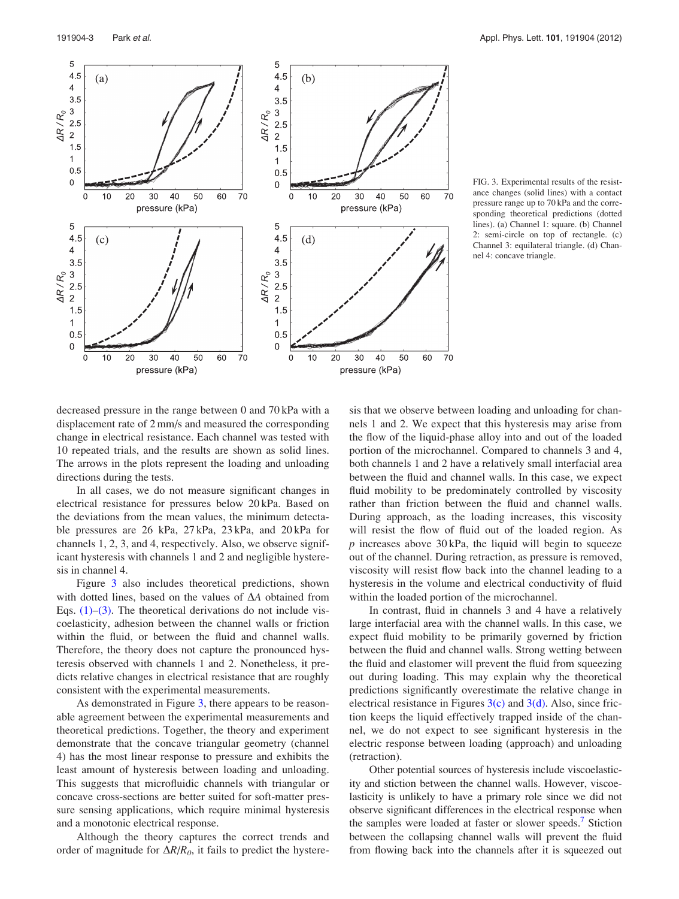FIG. 3. Experimental results of the resistance changes (solid lines) with a contact pressure range up to 70 kPa and the corresponding theoretical predictions (dotted lines). (a) Channel 1: square. (b) Channel 2: semi-circle on top of rectangle. (c) Channel 3: equilateral triangle. (d) Channel 4: concave triangle.

decreased pressure in the range between 0 and 70 kPa with a displacement rate of 2 mm/s and measured the corresponding change in electrical resistance. Each channel was tested with 10 repeated trials, and the results are shown as solid lines. The arrows in the plots represent the loading and unloading directions during the tests.

In all cases, we do not measure significant changes in electrical resistance for pressures below 20 kPa. Based on the deviations from the mean values, the minimum detectable pressures are 26 kPa, 27 kPa, 23 kPa, and 20 kPa for channels 1, 2, 3, and 4, respectively. Also, we observe significant hysteresis with channels 1 and 2 and negligible hysteresis in channel 4.

Figure 3 also includes theoretical predictions, shown with dotted lines, based on the values of $\Delta A$ obtained from Eqs. (1)–(3). The theoretical derivations do not include viscoelasticity, adhesion between the channel walls or friction within the fluid, or between the fluid and channel walls. Therefore, the theory does not capture the pronounced hysteresis observed with channels 1 and 2. Nonetheless, it predicts relative changes in electrical resistance that are roughly consistent with the experimental measurements.

As demonstrated in Figure 3, there appears to be reasonable agreement between the experimental measurements and theoretical predictions. Together, the theory and experiment demonstrate that the concave triangular geometry (channel 4) has the most linear response to pressure and exhibits the least amount of hysteresis between loading and unloading. This suggests that microfluidic channels with triangular or concave cross-sections are better suited for soft-matter pressure sensing applications, which require minimal hysteresis and a monotonic electrical response.

Although the theory captures the correct trends and order of magnitude for $\Delta R/R_0$, it fails to predict the hysteresis that we observe between loading and unloading for channels 1 and 2. We expect that this hysteresis may arise from the flow of the liquid-phase alloy into and out of the loaded portion of the microchannel. Compared to channels 3 and 4, both channels 1 and 2 have a relatively small interfacial area between the fluid and channel walls. In this case, we expect fluid mobility to be predominately controlled by viscosity rather than friction between the fluid and channel walls. During approach, as the loading increases, this viscosity will resist the flow of fluid out of the loaded region. As $p$ increases above 30 kPa, the liquid will begin to squeeze out of the channel. During retraction, as pressure is removed, viscosity will resist flow back into the channel leading to a hysteresis in the volume and electrical conductivity of fluid within the loaded portion of the microchannel.

In contrast, fluid in channels 3 and 4 have a relatively large interfacial area with the channel walls. In this case, we expect fluid mobility to be primarily governed by friction between the fluid and channel walls. Strong wetting between the fluid and elastomer will prevent the fluid from squeezing out during loading. This may explain why the theoretical predictions significantly overestimate the relative change in electrical resistance in Figures 3(c) and 3(d). Also, since friction keeps the liquid effectively trapped inside of the channel, we do not expect to see significant hysteresis in the electric response between loading (approach) and unloading (retraction).

Other potential sources of hysteresis include viscoelasticity and stiction between the channel walls. However, viscoelasticity is unlikely to have a primary role since we did not observe significant differences in the electrical response when the samples were loaded at faster or slower speeds.[7] Stiction between the collapsing channel walls will prevent the fluid from flowing back into the channels after it is squeezed out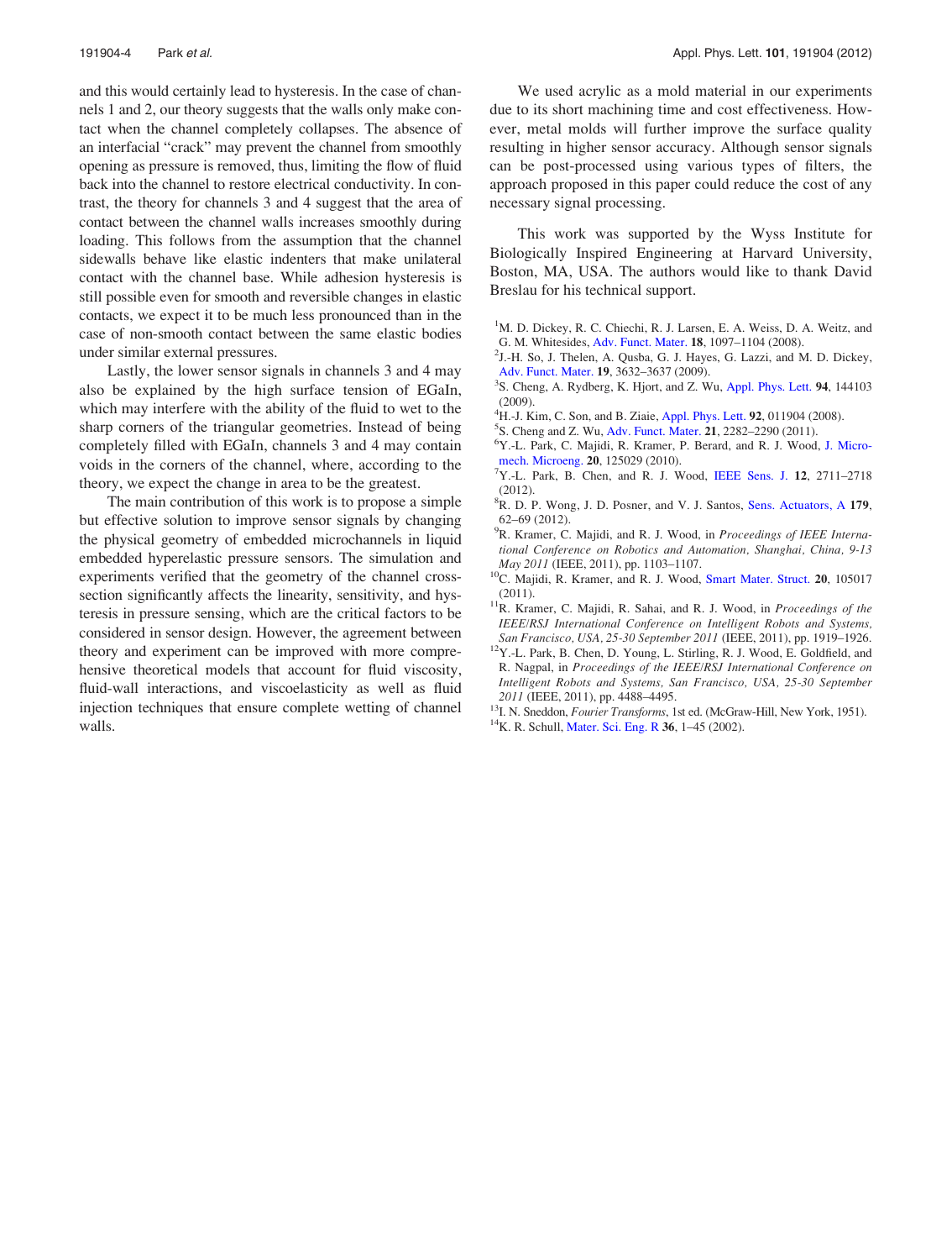and this would certainly lead to hysteresis. In the case of channels 1 and 2, our theory suggests that the walls only make contact when the channel completely collapses. The absence of an interfacial "crack" may prevent the channel from smoothly opening as pressure is removed, thus, limiting the flow of fluid back into the channel to restore electrical conductivity. In contrast, the theory for channels 3 and 4 suggest that the area of contact between the channel walls increases smoothly during loading. This follows from the assumption that the channel sidewalls behave like elastic indenters that make unilateral contact with the channel base. While adhesion hysteresis is still possible even for smooth and reversible changes in elastic contacts, we expect it to be much less pronounced than in the case of non-smooth contact between the same elastic bodies under similar external pressures.

Lastly, the lower sensor signals in channels 3 and 4 may also be explained by the high surface tension of EGaIn, which may interfere with the ability of the fluid to wet to the sharp corners of the triangular geometries. Instead of being completely filled with EGaIn, channels 3 and 4 may contain voids in the corners of the channel, where, according to the theory, we expect the change in area to be the greatest.

The main contribution of this work is to propose a simple but effective solution to improve sensor signals by changing the physical geometry of embedded microchannels in liquid embedded hyperelastic pressure sensors. The simulation and experiments verified that the geometry of the channel cross-section significantly affects the linearity, sensitivity, and hysteresis in pressure sensing, which are the critical factors to be considered in sensor design. However, the agreement between theory and experiment can be improved with more comprehensive theoretical models that account for fluid viscosity, fluid-wall interactions, and viscoelasticity as well as fluid injection techniques that ensure complete wetting of channel walls.

We used acrylic as a mold material in our experiments due to its short machining time and cost effectiveness. However, metal molds will further improve the surface quality resulting in higher sensor accuracy. Although sensor signals can be post-processed using various types of filters, the approach proposed in this paper could reduce the cost of any necessary signal processing.

This work was supported by the Wyss Institute for Biologically Inspired Engineering at Harvard University, Boston, MA, USA. The authors would like to thank David Breslau for his technical support.

[1] M. D. Dickey, R. C. Chiechi, R. J. Larsen, E. A. Weiss, D. A. Weitz, and G. M. Whitesides, Adv. Funct. Mater. **18**, 1097–1104 (2008).

[2] J.-H. So, J. Thelen, A. Qusba, G. J. Hayes, G. Lazzi, and M. D. Dickey, Adv. Funct. Mater. **19**, 3632–3637 (2009).

[3] S. Cheng, A. Rydberg, K. Hjort, and Z. Wu, Appl. Phys. Lett. **94**, 144103 (2009).

[4] H.-J. Kim, C. Son, and B. Ziaie, Appl. Phys. Lett. **92**, 011904 (2008).

[5] S. Cheng and Z. Wu, Adv. Funct. Mater. **21**, 2282–2290 (2011).

[6] Y.-L. Park, C. Majidi, R. Kramer, P. Berard, and R. J. Wood, J. Micromech. Microeng. **20**, 125029 (2010).

[7] Y.-L. Park, B. Chen, and R. J. Wood, IEEE Sens. J. **12**, 2711–2718 (2012).

[8] R. D. P. Wong, J. D. Posner, and V. J. Santos, Sens. Actuators, A **179**, 62–69 (2012).

[9] R. Kramer, C. Majidi, and R. J. Wood, in *Proceedings of IEEE International Conference on Robotics and Automation, Shanghai, China, 9-13 May 2011* (IEEE, 2011), pp. 1103–1107.

[10] C. Majidi, R. Kramer, and R. J. Wood, Smart Mater. Struct. **20**, 105017 (2011).

[11] R. Kramer, C. Majidi, R. Sahai, and R. J. Wood, in *Proceedings of the IEEE/RSJ International Conference on Intelligent Robots and Systems, San Francisco, USA, 25-30 September 2011* (IEEE, 2011), pp. 1919–1926.

[12] Y.-L. Park, B. Chen, D. Young, L. Stirling, R. J. Wood, E. Goldfield, and R. Nagpal, in *Proceedings of the IEEE/RSJ International Conference on Intelligent Robots and Systems, San Francisco, USA, 25-30 September 2011* (IEEE, 2011), pp. 4488–4495.

[13] I. N. Sneddon, *Fourier Transforms*, 1st ed. (McGraw-Hill, New York, 1951).

[14] K. R. Schull, Mater. Sci. Eng. R **36**, 1–45 (2002).